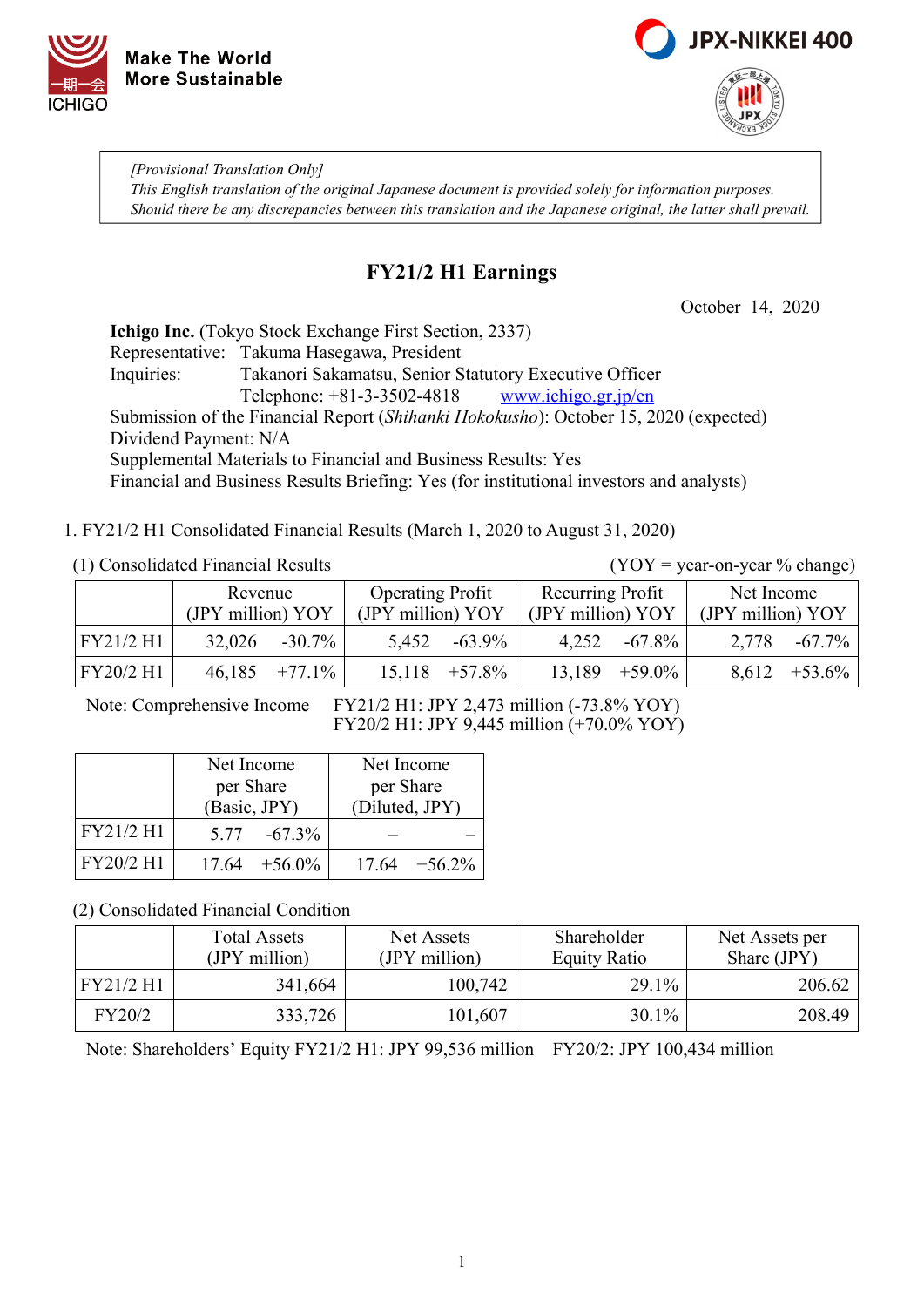Make The World
More Sustainable

ICHIGO

JPX-NIKKEI 400

*[Provisional Translation Only]*
*This English translation of the original Japanese document is provided solely for information purposes.*
*Should there be any discrepancies between this translation and the Japanese original, the latter shall prevail.*

# FY21/2 H1 Earnings

October 14, 2020

**Ichigo Inc.** (Tokyo Stock Exchange First Section, 2337)
Representative: Takuma Hasegawa, President
Inquiries: Takanori Sakamatsu, Senior Statutory Executive Officer
Telephone: +81-3-3502-4818 www.ichigo.gr.jp/en
Submission of the Financial Report (*Shihanki Hokokusho*): October 15, 2020 (expected)
Dividend Payment: N/A
Supplemental Materials to Financial and Business Results: Yes
Financial and Business Results Briefing: Yes (for institutional investors and analysts)

1. FY21/2 H1 Consolidated Financial Results (March 1, 2020 to August 31, 2020)

(1) Consolidated Financial Results (YOY = year-on-year % change)

| | Revenue (JPY million) | YOY | Operating Profit (JPY million) | YOY | Recurring Profit (JPY million) | YOY | Net Income (JPY million) | YOY |
|---|---|---|---|---|---|---|---|---|
| FY21/2 H1 | 32,026 | -30.7% | 5,452 | -63.9% | 4,252 | -67.8% | 2,778 | -67.7% |
| FY20/2 H1 | 46,185 | +77.1% | 15,118 | +57.8% | 13,189 | +59.0% | 8,612 | +53.6% |

Note: Comprehensive Income FY21/2 H1: JPY 2,473 million (-73.8% YOY)
FY20/2 H1: JPY 9,445 million (+70.0% YOY)

| | Net Income per Share (Basic, JPY) | | Net Income per Share (Diluted, JPY) | |
|---|---|---|---|---|
| FY21/2 H1 | 5.77 | -67.3% | – | – |
| FY20/2 H1 | 17.64 | +56.0% | 17.64 | +56.2% |

(2) Consolidated Financial Condition

| | Total Assets (JPY million) | Net Assets (JPY million) | Shareholder Equity Ratio | Net Assets per Share (JPY) |
|---|---|---|---|---|
| FY21/2 H1 | 341,664 | 100,742 | 29.1% | 206.62 |
| FY20/2 | 333,726 | 101,607 | 30.1% | 208.49 |

Note: Shareholders' Equity FY21/2 H1: JPY 99,536 million FY20/2: JPY 100,434 million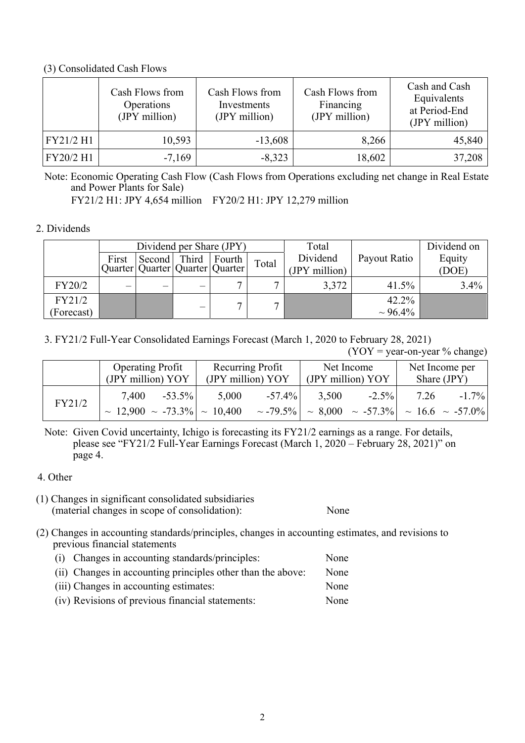(3) Consolidated Cash Flows

| | Cash Flows from Operations (JPY million) | Cash Flows from Investments (JPY million) | Cash Flows from Financing (JPY million) | Cash and Cash Equivalents at Period-End (JPY million) |
|---|---|---|---|---|
| FY21/2 H1 | 10,593 | -13,608 | 8,266 | 45,840 |
| FY20/2 H1 | -7,169 | -8,323 | 18,602 | 37,208 |

Note: Economic Operating Cash Flow (Cash Flows from Operations excluding net change in Real Estate and Power Plants for Sale)
FY21/2 H1: JPY 4,654 million FY20/2 H1: JPY 12,279 million

2. Dividends

| | Dividend per Share (JPY) | | | | | Total Dividend (JPY million) | Payout Ratio | Dividend on Equity (DOE) |
|---|---|---|---|---|---|---|---|---|
| | First Quarter | Second Quarter | Third Quarter | Fourth Quarter | Total | | | |
| FY20/2 | – | – | – | 7 | 7 | 3,372 | 41.5% | 3.4% |
| FY21/2 (Forecast) | | | – | 7 | 7 | | 42.2% ~ 96.4% | |

3. FY21/2 Full-Year Consolidated Earnings Forecast (March 1, 2020 to February 28, 2021)

(YOY = year-on-year % change)

| | Operating Profit (JPY million) | YOY | Recurring Profit (JPY million) | YOY | Net Income (JPY million) | YOY | Net Income per Share (JPY) | YOY |
|---|---|---|---|---|---|---|---|---|
| FY21/2 | 7,400 ~ 12,900 | -53.5% ~ -73.3% | 5,000 ~ 10,400 | -57.4% ~ -79.5% | 3,500 ~ 8,000 | -2.5% ~ -57.3% | 7.26 ~ 16.6 | -1.7% ~ -57.0% |

Note: Given Covid uncertainty, Ichigo is forecasting its FY21/2 earnings as a range. For details, please see "FY21/2 Full-Year Earnings Forecast (March 1, 2020 – February 28, 2021)" on page 4.

4. Other

(1) Changes in significant consolidated subsidiaries (material changes in scope of consolidation): None

(2) Changes in accounting standards/principles, changes in accounting estimates, and revisions to previous financial statements

(i) Changes in accounting standards/principles: None
(ii) Changes in accounting principles other than the above: None
(iii) Changes in accounting estimates: None
(iv) Revisions of previous financial statements: None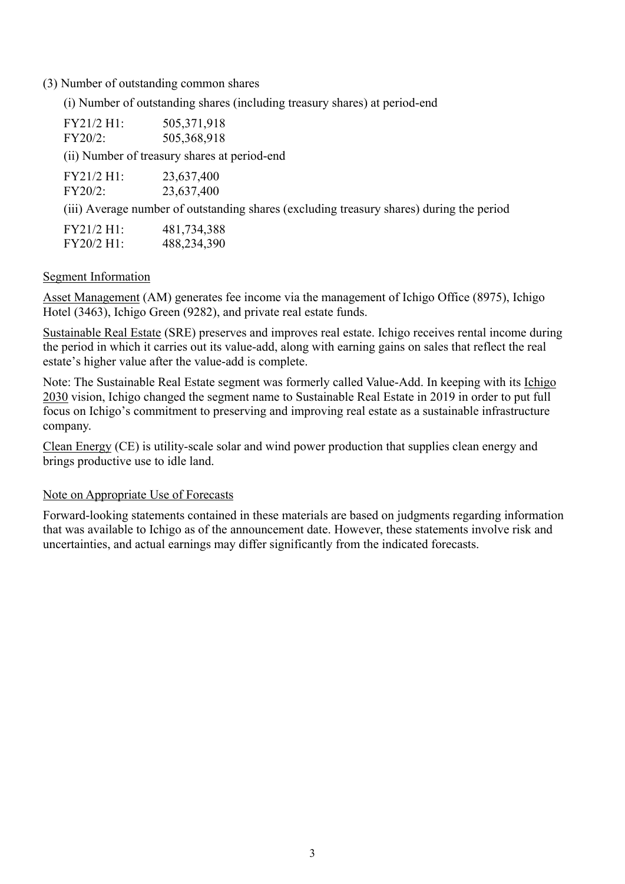(3) Number of outstanding common shares

(i) Number of outstanding shares (including treasury shares) at period-end

| | |
|---|---|
| FY21/2 H1: | 505,371,918 |
| FY20/2: | 505,368,918 |

(ii) Number of treasury shares at period-end

| | |
|---|---|
| FY21/2 H1: | 23,637,400 |
| FY20/2: | 23,637,400 |

(iii) Average number of outstanding shares (excluding treasury shares) during the period

| | |
|---|---|
| FY21/2 H1: | 481,734,388 |
| FY20/2 H1: | 488,234,390 |

Segment Information

Asset Management (AM) generates fee income via the management of Ichigo Office (8975), Ichigo Hotel (3463), Ichigo Green (9282), and private real estate funds.

Sustainable Real Estate (SRE) preserves and improves real estate. Ichigo receives rental income during the period in which it carries out its value-add, along with earning gains on sales that reflect the real estate's higher value after the value-add is complete.

Note: The Sustainable Real Estate segment was formerly called Value-Add. In keeping with its Ichigo 2030 vision, Ichigo changed the segment name to Sustainable Real Estate in 2019 in order to put full focus on Ichigo's commitment to preserving and improving real estate as a sustainable infrastructure company.

Clean Energy (CE) is utility-scale solar and wind power production that supplies clean energy and brings productive use to idle land.

Note on Appropriate Use of Forecasts

Forward-looking statements contained in these materials are based on judgments regarding information that was available to Ichigo as of the announcement date. However, these statements involve risk and uncertainties, and actual earnings may differ significantly from the indicated forecasts.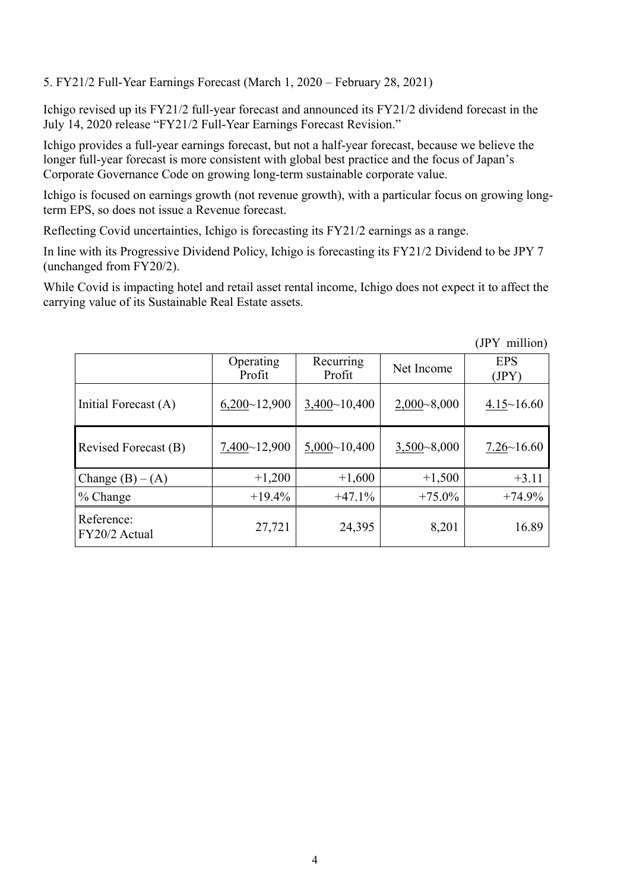## 5. FY21/2 Full-Year Earnings Forecast (March 1, 2020 – February 28, 2021)

Ichigo revised up its FY21/2 full-year forecast and announced its FY21/2 dividend forecast in the July 14, 2020 release "FY21/2 Full-Year Earnings Forecast Revision."

Ichigo provides a full-year earnings forecast, but not a half-year forecast, because we believe the longer full-year forecast is more consistent with global best practice and the focus of Japan's Corporate Governance Code on growing long-term sustainable corporate value.

Ichigo is focused on earnings growth (not revenue growth), with a particular focus on growing long-term EPS, so does not issue a Revenue forecast.

Reflecting Covid uncertainties, Ichigo is forecasting its FY21/2 earnings as a range.

In line with its Progressive Dividend Policy, Ichigo is forecasting its FY21/2 Dividend to be JPY 7 (unchanged from FY20/2).

While Covid is impacting hotel and retail asset rental income, Ichigo does not expect it to affect the carrying value of its Sustainable Real Estate assets.

(JPY million)

| | Operating Profit | Recurring Profit | Net Income | EPS (JPY) |
|---|---|---|---|---|
| Initial Forecast (A) | 6,200~12,900 | 3,400~10,400 | 2,000~8,000 | 4.15~16.60 |
| Revised Forecast (B) | 7,400~12,900 | 5,000~10,400 | 3,500~8,000 | 7.26~16.60 |
| Change (B) – (A) | +1,200 | +1,600 | +1,500 | +3.11 |
| % Change | +19.4% | +47.1% | +75.0% | +74.9% |
| Reference: FY20/2 Actual | 27,721 | 24,395 | 8,201 | 16.89 |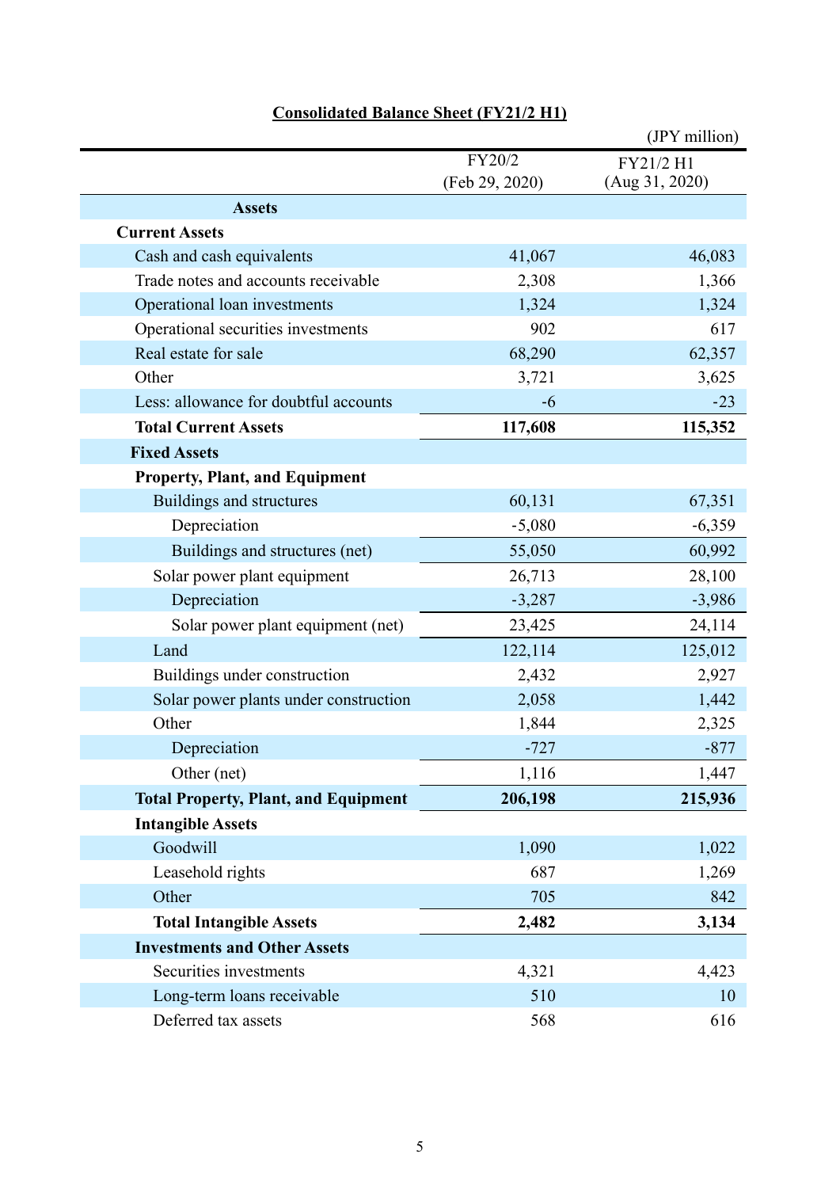## Consolidated Balance Sheet (FY21/2 H1)

(JPY million)

| | FY20/2 (Feb 29, 2020) | FY21/2 H1 (Aug 31, 2020) |
|---|---|---|
| **Assets** | | |
| **Current Assets** | | |
| Cash and cash equivalents | 41,067 | 46,083 |
| Trade notes and accounts receivable | 2,308 | 1,366 |
| Operational loan investments | 1,324 | 1,324 |
| Operational securities investments | 902 | 617 |
| Real estate for sale | 68,290 | 62,357 |
| Other | 3,721 | 3,625 |
| Less: allowance for doubtful accounts | -6 | -23 |
| **Total Current Assets** | **117,608** | **115,352** |
| **Fixed Assets** | | |
| **Property, Plant, and Equipment** | | |
| Buildings and structures | 60,131 | 67,351 |
| Depreciation | -5,080 | -6,359 |
| Buildings and structures (net) | 55,050 | 60,992 |
| Solar power plant equipment | 26,713 | 28,100 |
| Depreciation | -3,287 | -3,986 |
| Solar power plant equipment (net) | 23,425 | 24,114 |
| Land | 122,114 | 125,012 |
| Buildings under construction | 2,432 | 2,927 |
| Solar power plants under construction | 2,058 | 1,442 |
| Other | 1,844 | 2,325 |
| Depreciation | -727 | -877 |
| Other (net) | 1,116 | 1,447 |
| **Total Property, Plant, and Equipment** | **206,198** | **215,936** |
| **Intangible Assets** | | |
| Goodwill | 1,090 | 1,022 |
| Leasehold rights | 687 | 1,269 |
| Other | 705 | 842 |
| **Total Intangible Assets** | **2,482** | **3,134** |
| **Investments and Other Assets** | | |
| Securities investments | 4,321 | 4,423 |
| Long-term loans receivable | 510 | 10 |
| Deferred tax assets | 568 | 616 |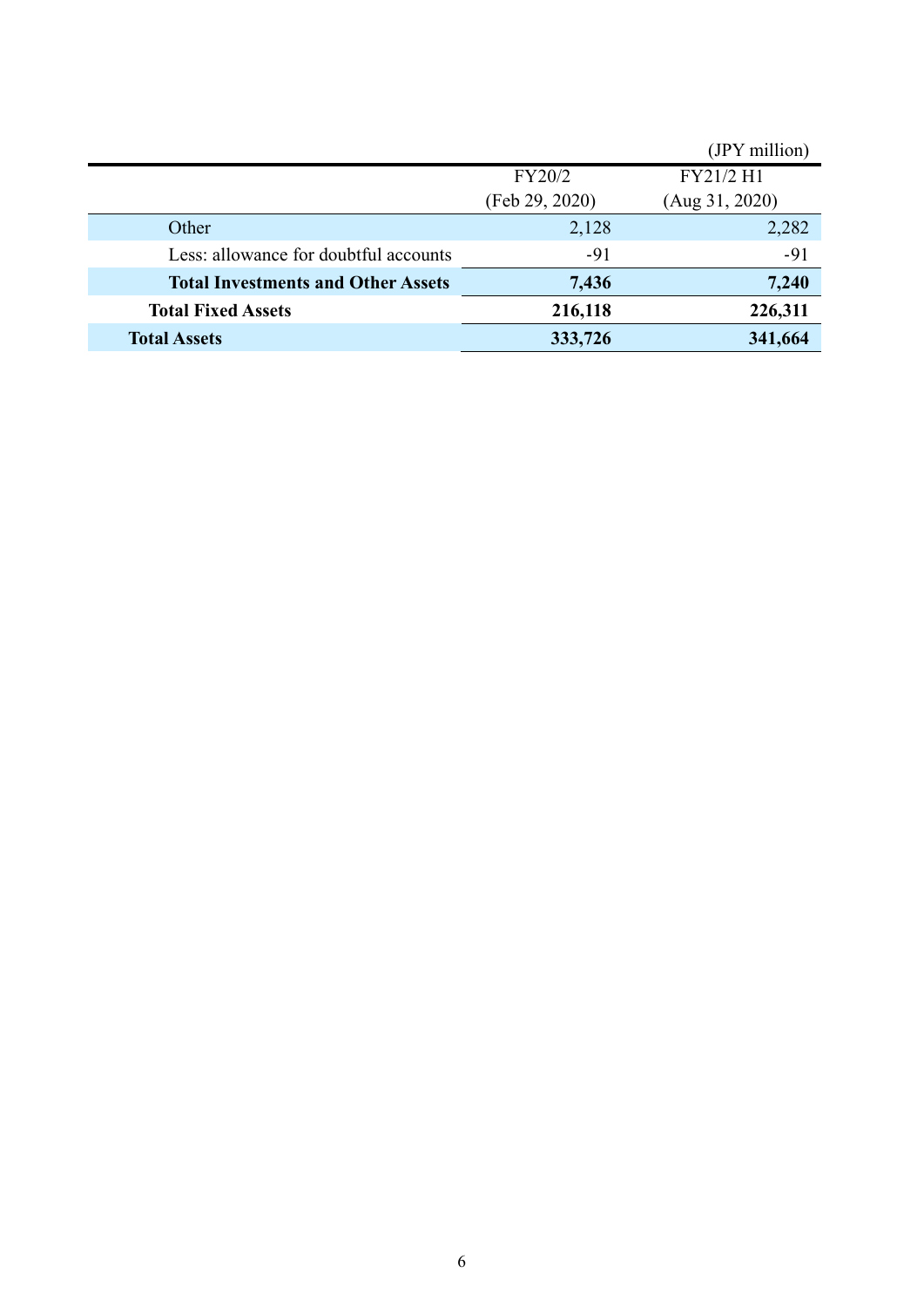(JPY million)

| | FY20/2 (Feb 29, 2020) | FY21/2 H1 (Aug 31, 2020) |
|---|---|---|
| Other | 2,128 | 2,282 |
| Less: allowance for doubtful accounts | -91 | -91 |
| **Total Investments and Other Assets** | **7,436** | **7,240** |
| **Total Fixed Assets** | **216,118** | **226,311** |
| **Total Assets** | **333,726** | **341,664** |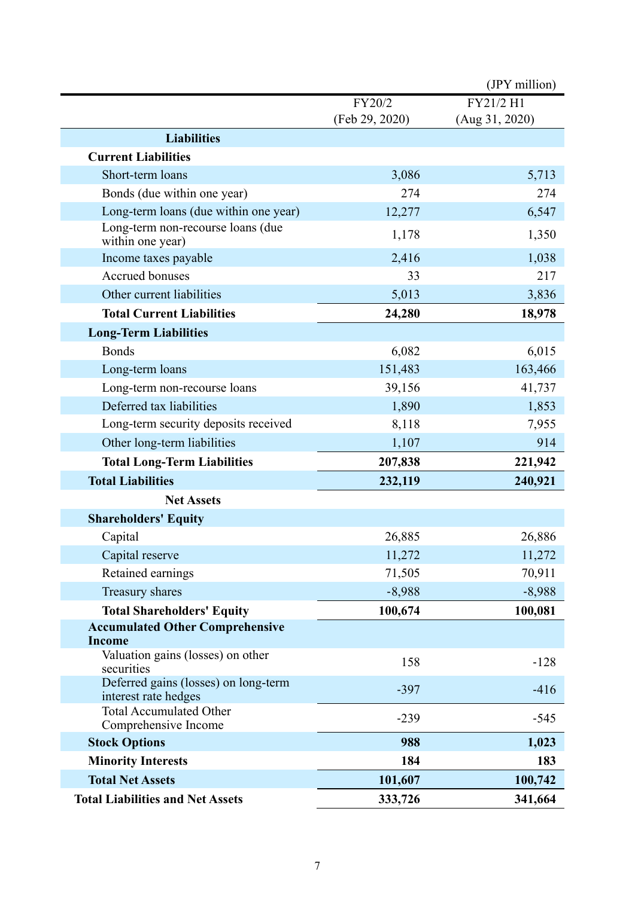(JPY million)

| | FY20/2 (Feb 29, 2020) | FY21/2 H1 (Aug 31, 2020) |
|---|---|---|
| **Liabilities** | | |
| **Current Liabilities** | | |
| Short-term loans | 3,086 | 5,713 |
| Bonds (due within one year) | 274 | 274 |
| Long-term loans (due within one year) | 12,277 | 6,547 |
| Long-term non-recourse loans (due within one year) | 1,178 | 1,350 |
| Income taxes payable | 2,416 | 1,038 |
| Accrued bonuses | 33 | 217 |
| Other current liabilities | 5,013 | 3,836 |
| **Total Current Liabilities** | **24,280** | **18,978** |
| **Long-Term Liabilities** | | |
| Bonds | 6,082 | 6,015 |
| Long-term loans | 151,483 | 163,466 |
| Long-term non-recourse loans | 39,156 | 41,737 |
| Deferred tax liabilities | 1,890 | 1,853 |
| Long-term security deposits received | 8,118 | 7,955 |
| Other long-term liabilities | 1,107 | 914 |
| **Total Long-Term Liabilities** | **207,838** | **221,942** |
| **Total Liabilities** | **232,119** | **240,921** |
| **Net Assets** | | |
| **Shareholders' Equity** | | |
| Capital | 26,885 | 26,886 |
| Capital reserve | 11,272 | 11,272 |
| Retained earnings | 71,505 | 70,911 |
| Treasury shares | -8,988 | -8,988 |
| **Total Shareholders' Equity** | **100,674** | **100,081** |
| **Accumulated Other Comprehensive Income** | | |
| Valuation gains (losses) on other securities | 158 | -128 |
| Deferred gains (losses) on long-term interest rate hedges | -397 | -416 |
| Total Accumulated Other Comprehensive Income | -239 | -545 |
| **Stock Options** | **988** | **1,023** |
| **Minority Interests** | **184** | **183** |
| **Total Net Assets** | **101,607** | **100,742** |
| **Total Liabilities and Net Assets** | **333,726** | **341,664** |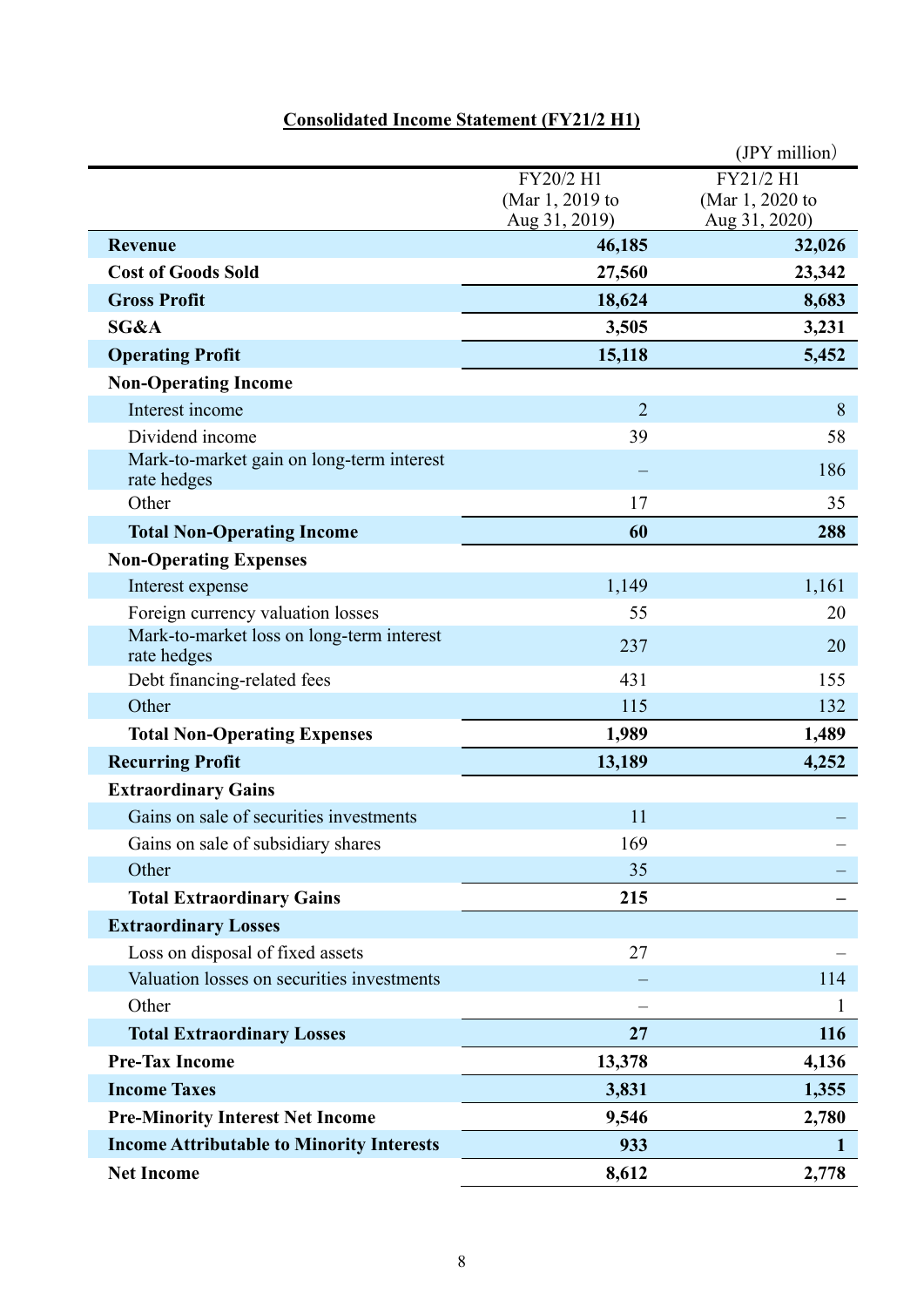## Consolidated Income Statement (FY21/2 H1)

(JPY million)

| | FY20/2 H1 (Mar 1, 2019 to Aug 31, 2019) | FY21/2 H1 (Mar 1, 2020 to Aug 31, 2020) |
|---|---|---|
| **Revenue** | **46,185** | **32,026** |
| **Cost of Goods Sold** | **27,560** | **23,342** |
| **Gross Profit** | **18,624** | **8,683** |
| **SG&A** | **3,505** | **3,231** |
| **Operating Profit** | **15,118** | **5,452** |
| **Non-Operating Income** | | |
| Interest income | 2 | 8 |
| Dividend income | 39 | 58 |
| Mark-to-market gain on long-term interest rate hedges | – | 186 |
| Other | 17 | 35 |
| **Total Non-Operating Income** | **60** | **288** |
| **Non-Operating Expenses** | | |
| Interest expense | 1,149 | 1,161 |
| Foreign currency valuation losses | 55 | 20 |
| Mark-to-market loss on long-term interest rate hedges | 237 | 20 |
| Debt financing-related fees | 431 | 155 |
| Other | 115 | 132 |
| **Total Non-Operating Expenses** | **1,989** | **1,489** |
| **Recurring Profit** | **13,189** | **4,252** |
| **Extraordinary Gains** | | |
| Gains on sale of securities investments | 11 | – |
| Gains on sale of subsidiary shares | 169 | – |
| Other | 35 | – |
| **Total Extraordinary Gains** | **215** | **–** |
| **Extraordinary Losses** | | |
| Loss on disposal of fixed assets | 27 | – |
| Valuation losses on securities investments | – | 114 |
| Other | – | 1 |
| **Total Extraordinary Losses** | **27** | **116** |
| **Pre-Tax Income** | **13,378** | **4,136** |
| **Income Taxes** | **3,831** | **1,355** |
| **Pre-Minority Interest Net Income** | **9,546** | **2,780** |
| **Income Attributable to Minority Interests** | **933** | **1** |
| **Net Income** | **8,612** | **2,778** |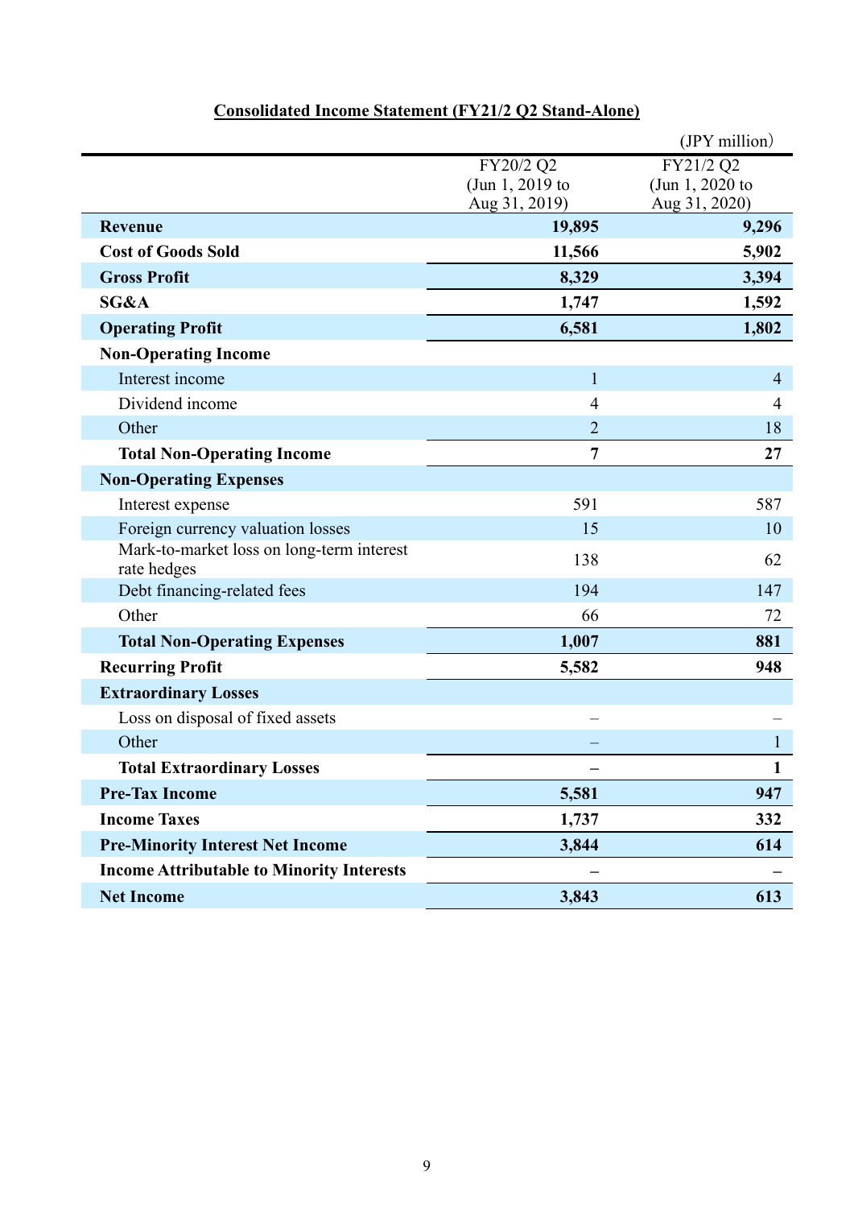## Consolidated Income Statement (FY21/2 Q2 Stand-Alone)

(JPY million)

| | FY20/2 Q2 (Jun 1, 2019 to Aug 31, 2019) | FY21/2 Q2 (Jun 1, 2020 to Aug 31, 2020) |
|---|---|---|
| **Revenue** | **19,895** | **9,296** |
| **Cost of Goods Sold** | **11,566** | **5,902** |
| **Gross Profit** | **8,329** | **3,394** |
| **SG&A** | **1,747** | **1,592** |
| **Operating Profit** | **6,581** | **1,802** |
| **Non-Operating Income** | | |
| Interest income | 1 | 4 |
| Dividend income | 4 | 4 |
| Other | 2 | 18 |
| **Total Non-Operating Income** | **7** | **27** |
| **Non-Operating Expenses** | | |
| Interest expense | 591 | 587 |
| Foreign currency valuation losses | 15 | 10 |
| Mark-to-market loss on long-term interest rate hedges | 138 | 62 |
| Debt financing-related fees | 194 | 147 |
| Other | 66 | 72 |
| **Total Non-Operating Expenses** | **1,007** | **881** |
| **Recurring Profit** | **5,582** | **948** |
| **Extraordinary Losses** | | |
| Loss on disposal of fixed assets | – | – |
| Other | – | 1 |
| **Total Extraordinary Losses** | **–** | **1** |
| **Pre-Tax Income** | **5,581** | **947** |
| **Income Taxes** | **1,737** | **332** |
| **Pre-Minority Interest Net Income** | **3,844** | **614** |
| **Income Attributable to Minority Interests** | **–** | **–** |
| **Net Income** | **3,843** | **613** |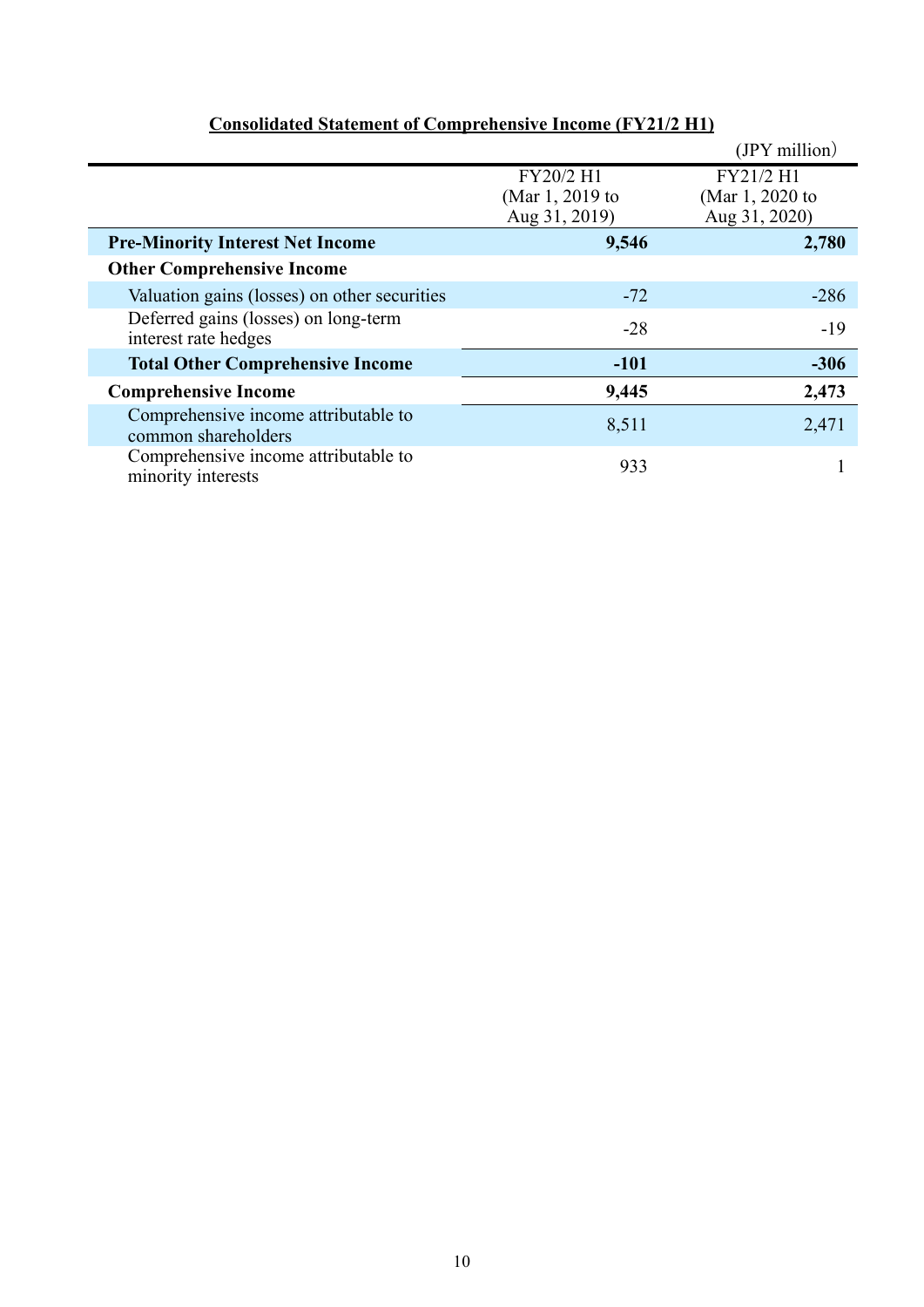**Consolidated Statement of Comprehensive Income (FY21/2 H1)**

(JPY million)

| | FY20/2 H1 (Mar 1, 2019 to Aug 31, 2019) | FY21/2 H1 (Mar 1, 2020 to Aug 31, 2020) |
|---|---|---|
| **Pre-Minority Interest Net Income** | **9,546** | **2,780** |
| **Other Comprehensive Income** | | |
| Valuation gains (losses) on other securities | -72 | -286 |
| Deferred gains (losses) on long-term interest rate hedges | -28 | -19 |
| **Total Other Comprehensive Income** | **-101** | **-306** |
| **Comprehensive Income** | **9,445** | **2,473** |
| Comprehensive income attributable to common shareholders | 8,511 | 2,471 |
| Comprehensive income attributable to minority interests | 933 | 1 |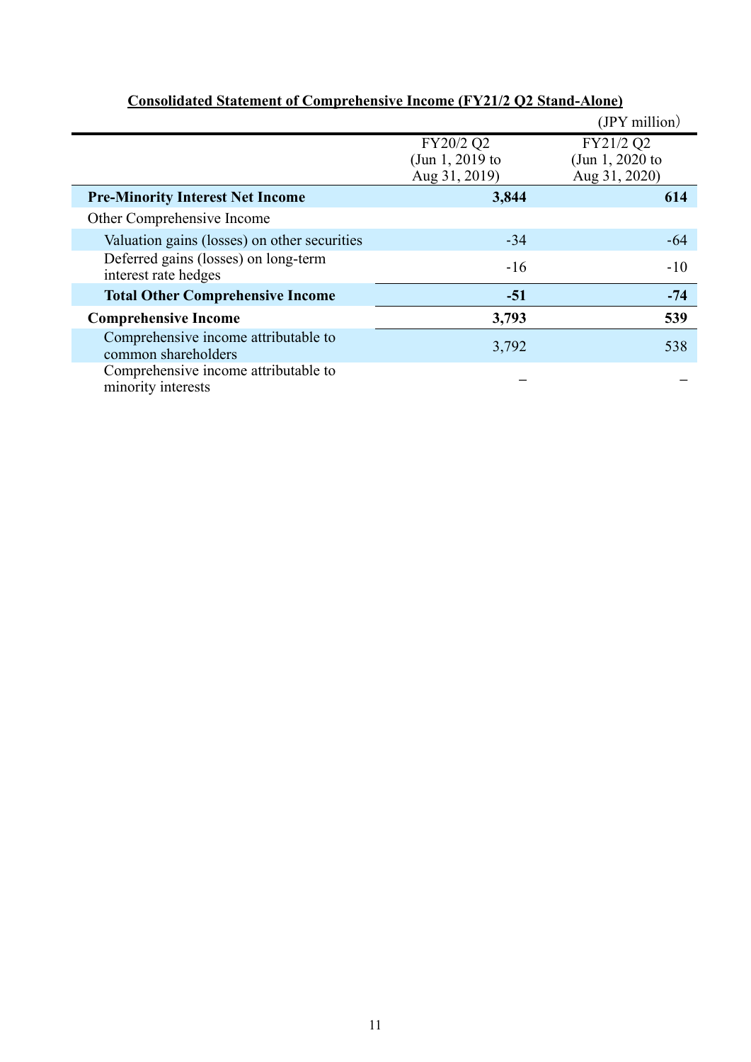**Consolidated Statement of Comprehensive Income (FY21/2 Q2 Stand-Alone)**

(JPY million)

| | FY20/2 Q2 (Jun 1, 2019 to Aug 31, 2019) | FY21/2 Q2 (Jun 1, 2020 to Aug 31, 2020) |
|---|---|---|
| **Pre-Minority Interest Net Income** | **3,844** | **614** |
| Other Comprehensive Income | | |
| Valuation gains (losses) on other securities | -34 | -64 |
| Deferred gains (losses) on long-term interest rate hedges | -16 | -10 |
| **Total Other Comprehensive Income** | **-51** | **-74** |
| **Comprehensive Income** | **3,793** | **539** |
| Comprehensive income attributable to common shareholders | 3,792 | 538 |
| Comprehensive income attributable to minority interests | – | – |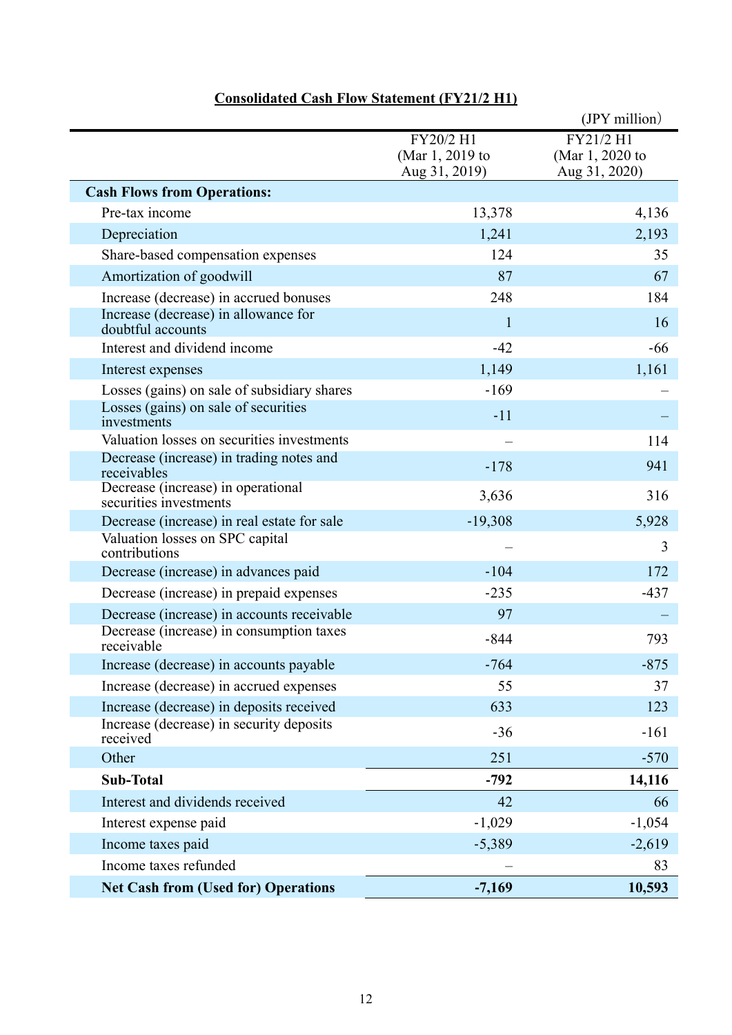## Consolidated Cash Flow Statement (FY21/2 H1)

(JPY million)

| | FY20/2 H1 (Mar 1, 2019 to Aug 31, 2019) | FY21/2 H1 (Mar 1, 2020 to Aug 31, 2020) |
|---|---|---|
| **Cash Flows from Operations:** | | |
| Pre-tax income | 13,378 | 4,136 |
| Depreciation | 1,241 | 2,193 |
| Share-based compensation expenses | 124 | 35 |
| Amortization of goodwill | 87 | 67 |
| Increase (decrease) in accrued bonuses | 248 | 184 |
| Increase (decrease) in allowance for doubtful accounts | 1 | 16 |
| Interest and dividend income | -42 | -66 |
| Interest expenses | 1,149 | 1,161 |
| Losses (gains) on sale of subsidiary shares | -169 | – |
| Losses (gains) on sale of securities investments | -11 | – |
| Valuation losses on securities investments | – | 114 |
| Decrease (increase) in trading notes and receivables | -178 | 941 |
| Decrease (increase) in operational securities investments | 3,636 | 316 |
| Decrease (increase) in real estate for sale | -19,308 | 5,928 |
| Valuation losses on SPC capital contributions | – | 3 |
| Decrease (increase) in advances paid | -104 | 172 |
| Decrease (increase) in prepaid expenses | -235 | -437 |
| Decrease (increase) in accounts receivable | 97 | – |
| Decrease (increase) in consumption taxes receivable | -844 | 793 |
| Increase (decrease) in accounts payable | -764 | -875 |
| Increase (decrease) in accrued expenses | 55 | 37 |
| Increase (decrease) in deposits received | 633 | 123 |
| Increase (decrease) in security deposits received | -36 | -161 |
| Other | 251 | -570 |
| **Sub-Total** | **-792** | **14,116** |
| Interest and dividends received | 42 | 66 |
| Interest expense paid | -1,029 | -1,054 |
| Income taxes paid | -5,389 | -2,619 |
| Income taxes refunded | – | 83 |
| **Net Cash from (Used for) Operations** | **-7,169** | **10,593** |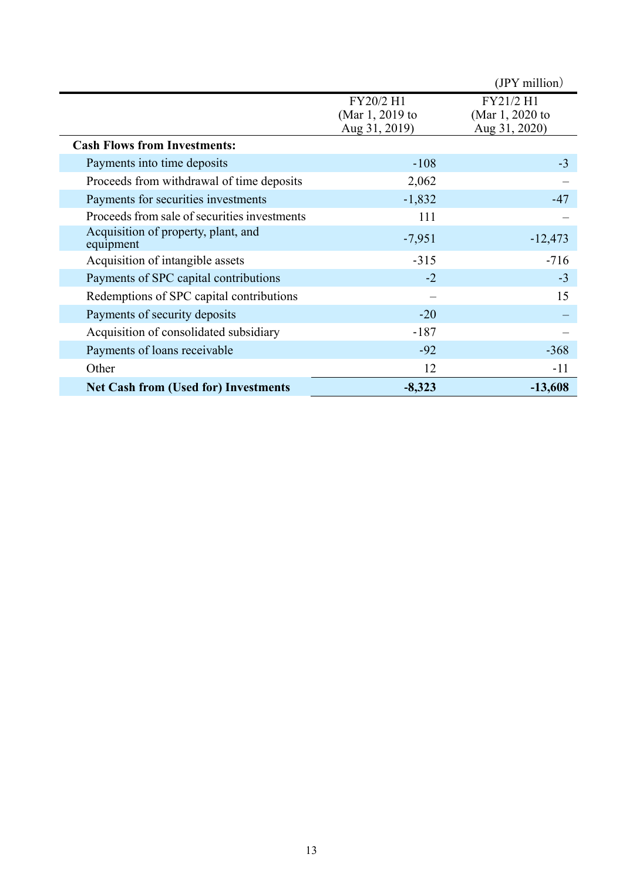(JPY million)

| | FY20/2 H1 (Mar 1, 2019 to Aug 31, 2019) | FY21/2 H1 (Mar 1, 2020 to Aug 31, 2020) |
|---|---|---|
| **Cash Flows from Investments:** | | |
| Payments into time deposits | -108 | -3 |
| Proceeds from withdrawal of time deposits | 2,062 | – |
| Payments for securities investments | -1,832 | -47 |
| Proceeds from sale of securities investments | 111 | – |
| Acquisition of property, plant, and equipment | -7,951 | -12,473 |
| Acquisition of intangible assets | -315 | -716 |
| Payments of SPC capital contributions | -2 | -3 |
| Redemptions of SPC capital contributions | – | 15 |
| Payments of security deposits | -20 | – |
| Acquisition of consolidated subsidiary | -187 | – |
| Payments of loans receivable | -92 | -368 |
| Other | 12 | -11 |
| **Net Cash from (Used for) Investments** | **-8,323** | **-13,608** |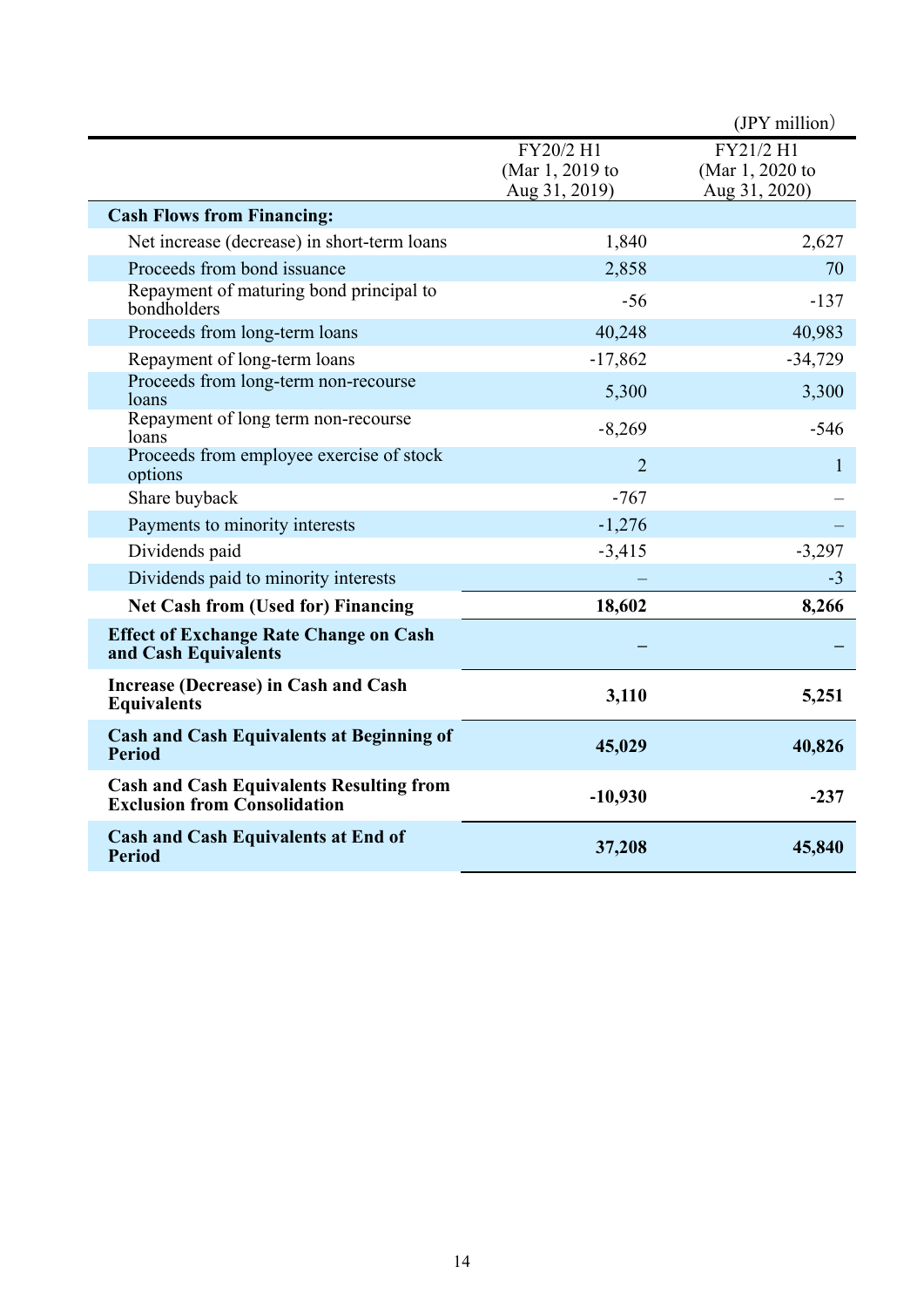(JPY million)

| | FY20/2 H1 (Mar 1, 2019 to Aug 31, 2019) | FY21/2 H1 (Mar 1, 2020 to Aug 31, 2020) |
|---|---|---|
| **Cash Flows from Financing:** | | |
| Net increase (decrease) in short-term loans | 1,840 | 2,627 |
| Proceeds from bond issuance | 2,858 | 70 |
| Repayment of maturing bond principal to bondholders | -56 | -137 |
| Proceeds from long-term loans | 40,248 | 40,983 |
| Repayment of long-term loans | -17,862 | -34,729 |
| Proceeds from long-term non-recourse loans | 5,300 | 3,300 |
| Repayment of long term non-recourse loans | -8,269 | -546 |
| Proceeds from employee exercise of stock options | 2 | 1 |
| Share buyback | -767 | – |
| Payments to minority interests | -1,276 | – |
| Dividends paid | -3,415 | -3,297 |
| Dividends paid to minority interests | – | -3 |
| **Net Cash from (Used for) Financing** | **18,602** | **8,266** |
| **Effect of Exchange Rate Change on Cash and Cash Equivalents** | **–** | **–** |
| **Increase (Decrease) in Cash and Cash Equivalents** | **3,110** | **5,251** |
| **Cash and Cash Equivalents at Beginning of Period** | **45,029** | **40,826** |
| **Cash and Cash Equivalents Resulting from Exclusion from Consolidation** | **-10,930** | **-237** |
| **Cash and Cash Equivalents at End of Period** | **37,208** | **45,840** |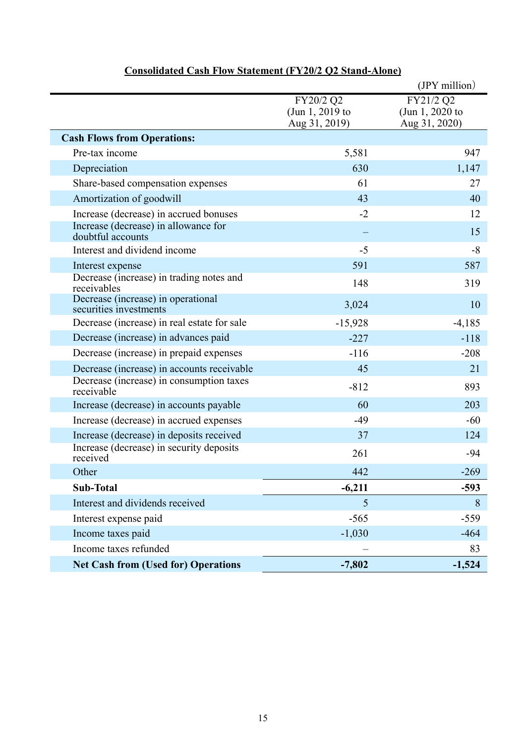**Consolidated Cash Flow Statement (FY20/2 Q2 Stand-Alone)**

(JPY million)

| | FY20/2 Q2 (Jun 1, 2019 to Aug 31, 2019) | FY21/2 Q2 (Jun 1, 2020 to Aug 31, 2020) |
|---|---|---|
| **Cash Flows from Operations:** | | |
| Pre-tax income | 5,581 | 947 |
| Depreciation | 630 | 1,147 |
| Share-based compensation expenses | 61 | 27 |
| Amortization of goodwill | 43 | 40 |
| Increase (decrease) in accrued bonuses | -2 | 12 |
| Increase (decrease) in allowance for doubtful accounts | – | 15 |
| Interest and dividend income | -5 | -8 |
| Interest expense | 591 | 587 |
| Decrease (increase) in trading notes and receivables | 148 | 319 |
| Decrease (increase) in operational securities investments | 3,024 | 10 |
| Decrease (increase) in real estate for sale | -15,928 | -4,185 |
| Decrease (increase) in advances paid | -227 | -118 |
| Decrease (increase) in prepaid expenses | -116 | -208 |
| Decrease (increase) in accounts receivable | 45 | 21 |
| Decrease (increase) in consumption taxes receivable | -812 | 893 |
| Increase (decrease) in accounts payable | 60 | 203 |
| Increase (decrease) in accrued expenses | -49 | -60 |
| Increase (decrease) in deposits received | 37 | 124 |
| Increase (decrease) in security deposits received | 261 | -94 |
| Other | 442 | -269 |
| **Sub-Total** | **-6,211** | **-593** |
| Interest and dividends received | 5 | 8 |
| Interest expense paid | -565 | -559 |
| Income taxes paid | -1,030 | -464 |
| Income taxes refunded | – | 83 |
| **Net Cash from (Used for) Operations** | **-7,802** | **-1,524** |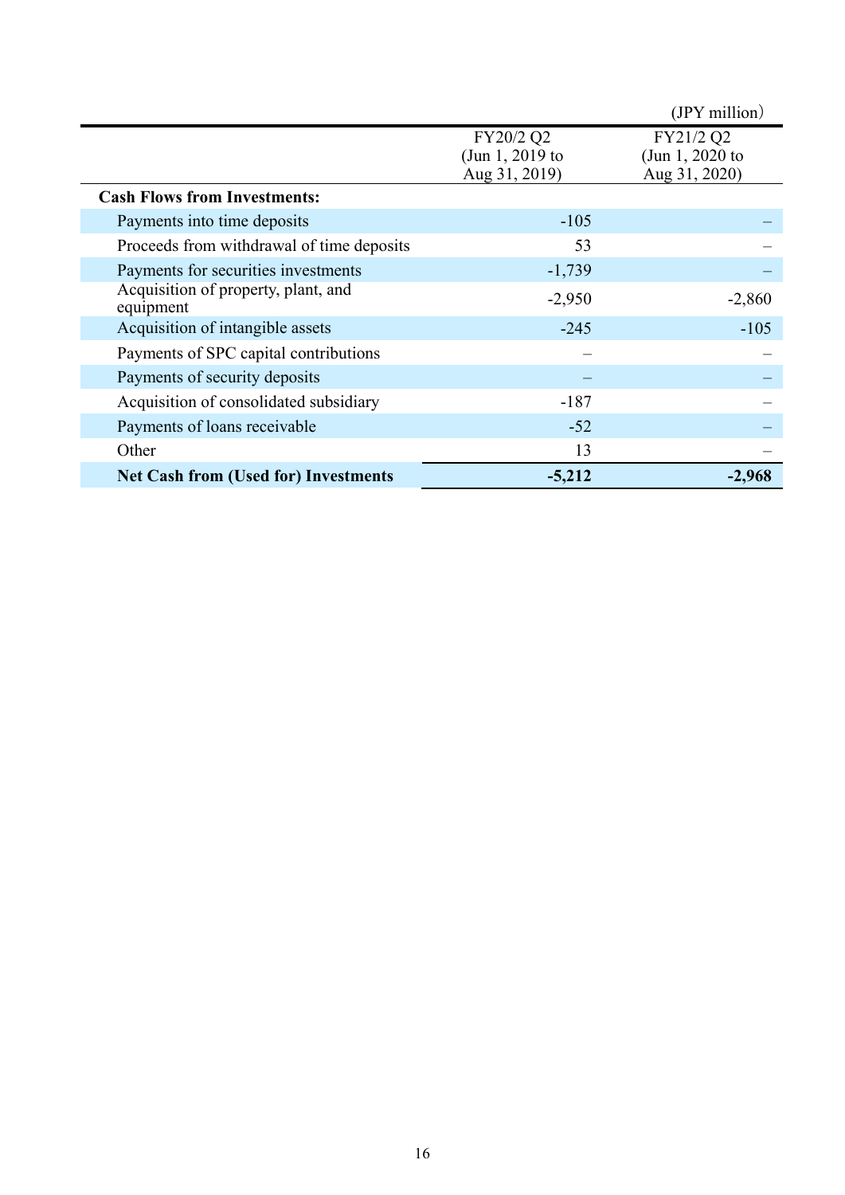(JPY million)

| | FY20/2 Q2 (Jun 1, 2019 to Aug 31, 2019) | FY21/2 Q2 (Jun 1, 2020 to Aug 31, 2020) |
|---|---|---|
| **Cash Flows from Investments:** | | |
| Payments into time deposits | -105 | – |
| Proceeds from withdrawal of time deposits | 53 | – |
| Payments for securities investments | -1,739 | – |
| Acquisition of property, plant, and equipment | -2,950 | -2,860 |
| Acquisition of intangible assets | -245 | -105 |
| Payments of SPC capital contributions | – | – |
| Payments of security deposits | – | – |
| Acquisition of consolidated subsidiary | -187 | – |
| Payments of loans receivable | -52 | – |
| Other | 13 | – |
| **Net Cash from (Used for) Investments** | **-5,212** | **-2,968** |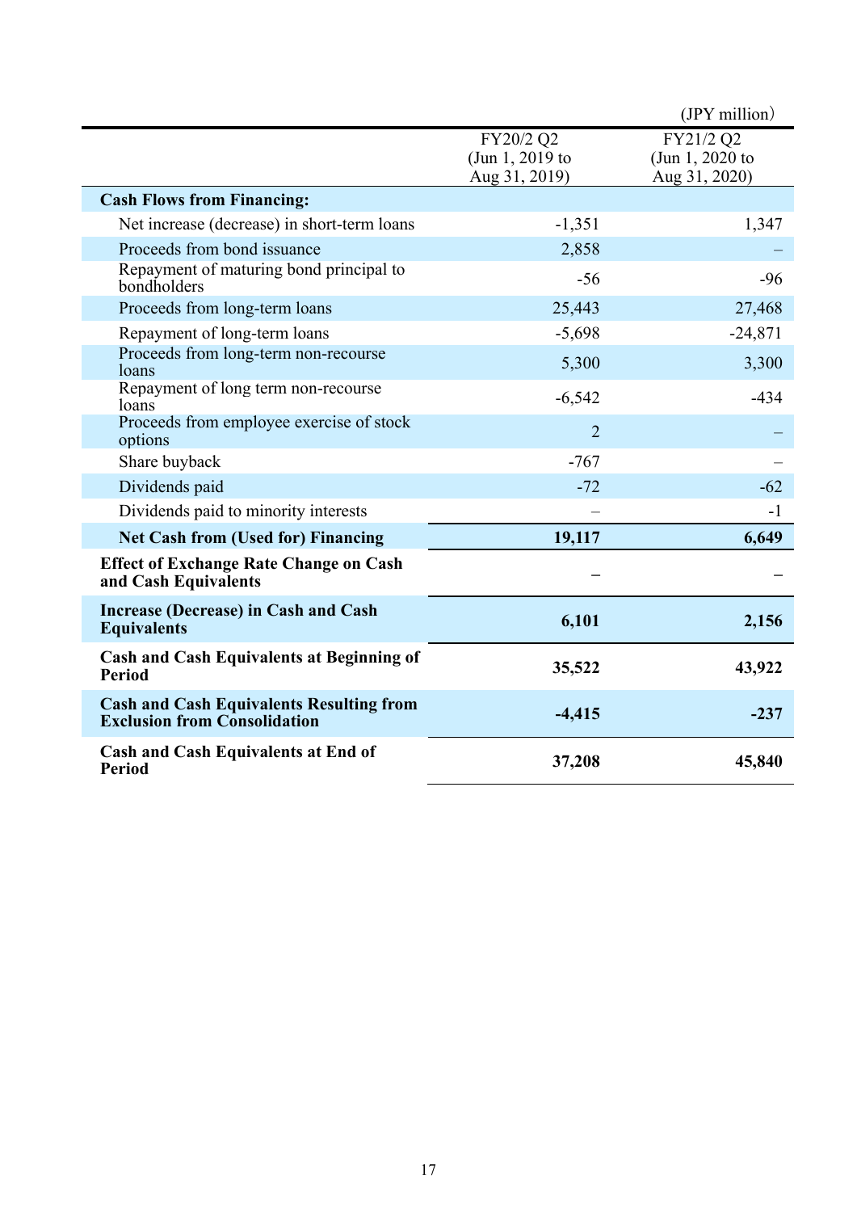(JPY million)

| | FY20/2 Q2 (Jun 1, 2019 to Aug 31, 2019) | FY21/2 Q2 (Jun 1, 2020 to Aug 31, 2020) |
|---|---|---|
| **Cash Flows from Financing:** | | |
| Net increase (decrease) in short-term loans | -1,351 | 1,347 |
| Proceeds from bond issuance | 2,858 | – |
| Repayment of maturing bond principal to bondholders | -56 | -96 |
| Proceeds from long-term loans | 25,443 | 27,468 |
| Repayment of long-term loans | -5,698 | -24,871 |
| Proceeds from long-term non-recourse loans | 5,300 | 3,300 |
| Repayment of long term non-recourse loans | -6,542 | -434 |
| Proceeds from employee exercise of stock options | 2 | – |
| Share buyback | -767 | – |
| Dividends paid | -72 | -62 |
| Dividends paid to minority interests | – | -1 |
| **Net Cash from (Used for) Financing** | **19,117** | **6,649** |
| **Effect of Exchange Rate Change on Cash and Cash Equivalents** | **–** | **–** |
| **Increase (Decrease) in Cash and Cash Equivalents** | **6,101** | **2,156** |
| **Cash and Cash Equivalents at Beginning of Period** | **35,522** | **43,922** |
| **Cash and Cash Equivalents Resulting from Exclusion from Consolidation** | **-4,415** | **-237** |
| **Cash and Cash Equivalents at End of Period** | **37,208** | **45,840** |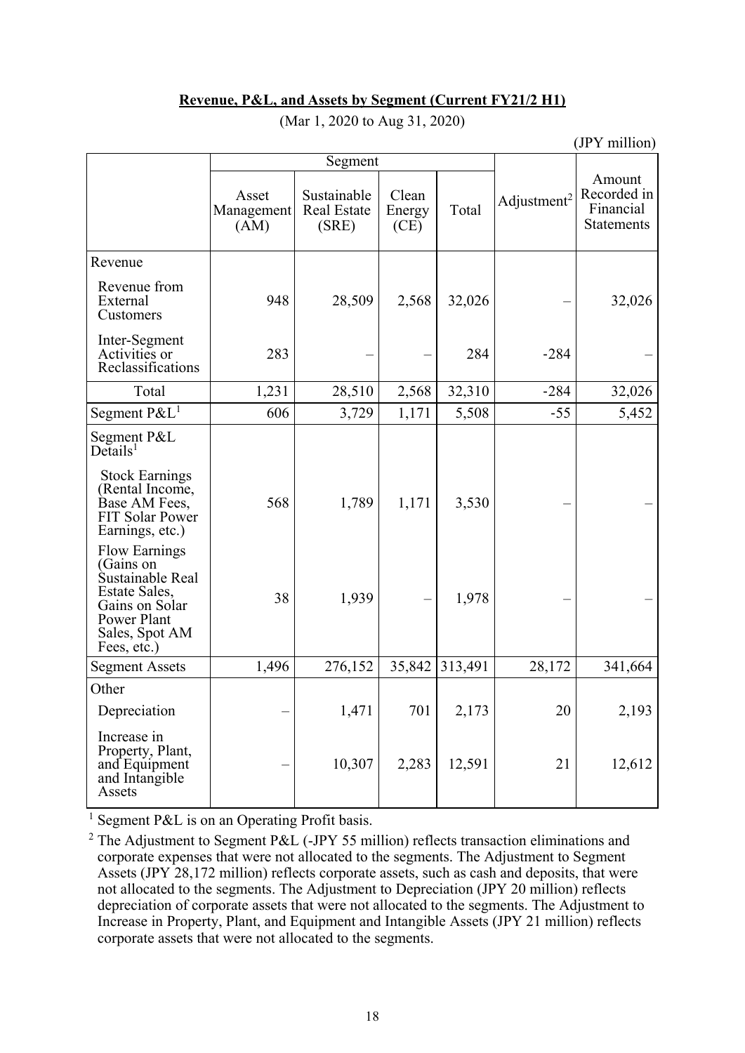**Revenue, P&L, and Assets by Segment (Current FY21/2 H1)**

(Mar 1, 2020 to Aug 31, 2020)

(JPY million)

| | Segment | | | | Adjustment[2] | Amount Recorded in Financial Statements |
|---|---|---|---|---|---|---|
| | Asset Management (AM) | Sustainable Real Estate (SRE) | Clean Energy (CE) | Total | | |
| Revenue | | | | | | |
| Revenue from External Customers | 948 | 28,509 | 2,568 | 32,026 | – | 32,026 |
| Inter-Segment Activities or Reclassifications | 283 | – | – | 284 | -284 | – |
| Total | 1,231 | 28,510 | 2,568 | 32,310 | -284 | 32,026 |
| Segment P&L[1] | 606 | 3,729 | 1,171 | 5,508 | -55 | 5,452 |
| Segment P&L Details[1] | | | | | | |
| Stock Earnings (Rental Income, Base AM Fees, FIT Solar Power Earnings, etc.) | 568 | 1,789 | 1,171 | 3,530 | – | – |
| Flow Earnings (Gains on Sustainable Real Estate Sales, Gains on Solar Power Plant Sales, Spot AM Fees, etc.) | 38 | 1,939 | – | 1,978 | – | – |
| Segment Assets | 1,496 | 276,152 | 35,842 | 313,491 | 28,172 | 341,664 |
| Other | | | | | | |
| Depreciation | – | 1,471 | 701 | 2,173 | 20 | 2,193 |
| Increase in Property, Plant, and Equipment and Intangible Assets | – | 10,307 | 2,283 | 12,591 | 21 | 12,612 |

[1] Segment P&L is on an Operating Profit basis.

[2] The Adjustment to Segment P&L (-JPY 55 million) reflects transaction eliminations and corporate expenses that were not allocated to the segments. The Adjustment to Segment Assets (JPY 28,172 million) reflects corporate assets, such as cash and deposits, that were not allocated to the segments. The Adjustment to Depreciation (JPY 20 million) reflects depreciation of corporate assets that were not allocated to the segments. The Adjustment to Increase in Property, Plant, and Equipment and Intangible Assets (JPY 21 million) reflects corporate assets that were not allocated to the segments.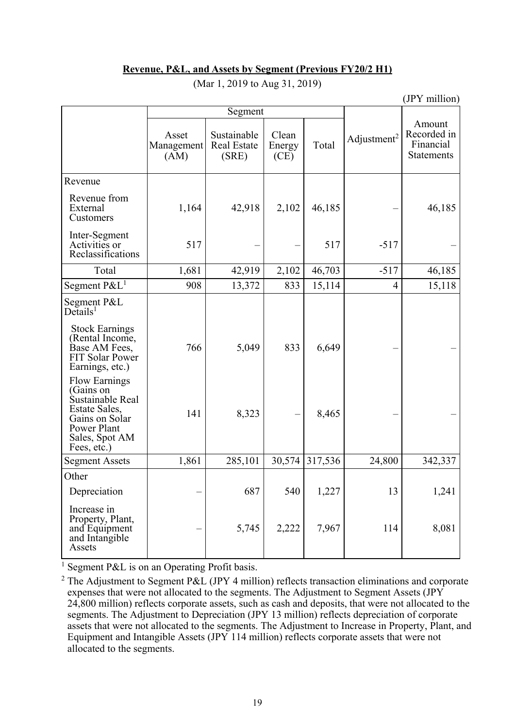**Revenue, P&L, and Assets by Segment (Previous FY20/2 H1)**

(Mar 1, 2019 to Aug 31, 2019)

(JPY million)

| | Segment | | | | Adjustment[2] | Amount Recorded in Financial Statements |
|---|---|---|---|---|---|---|
| | Asset Management (AM) | Sustainable Real Estate (SRE) | Clean Energy (CE) | Total | | |
| Revenue | | | | | | |
| Revenue from External Customers | 1,164 | 42,918 | 2,102 | 46,185 | – | 46,185 |
| Inter-Segment Activities or Reclassifications | 517 | – | – | 517 | -517 | – |
| Total | 1,681 | 42,919 | 2,102 | 46,703 | -517 | 46,185 |
| Segment P&L[1] | 908 | 13,372 | 833 | 15,114 | 4 | 15,118 |
| Segment P&L Details[1] | | | | | | |
| Stock Earnings (Rental Income, Base AM Fees, FIT Solar Power Earnings, etc.) | 766 | 5,049 | 833 | 6,649 | – | – |
| Flow Earnings (Gains on Sustainable Real Estate Sales, Gains on Solar Power Plant Sales, Spot AM Fees, etc.) | 141 | 8,323 | – | 8,465 | – | – |
| Segment Assets | 1,861 | 285,101 | 30,574 | 317,536 | 24,800 | 342,337 |
| Other | | | | | | |
| Depreciation | – | 687 | 540 | 1,227 | 13 | 1,241 |
| Increase in Property, Plant, and Equipment and Intangible Assets | – | 5,745 | 2,222 | 7,967 | 114 | 8,081 |

[1] Segment P&L is on an Operating Profit basis.

[2] The Adjustment to Segment P&L (JPY 4 million) reflects transaction eliminations and corporate expenses that were not allocated to the segments. The Adjustment to Segment Assets (JPY 24,800 million) reflects corporate assets, such as cash and deposits, that were not allocated to the segments. The Adjustment to Depreciation (JPY 13 million) reflects depreciation of corporate assets that were not allocated to the segments. The Adjustment to Increase in Property, Plant, and Equipment and Intangible Assets (JPY 114 million) reflects corporate assets that were not allocated to the segments.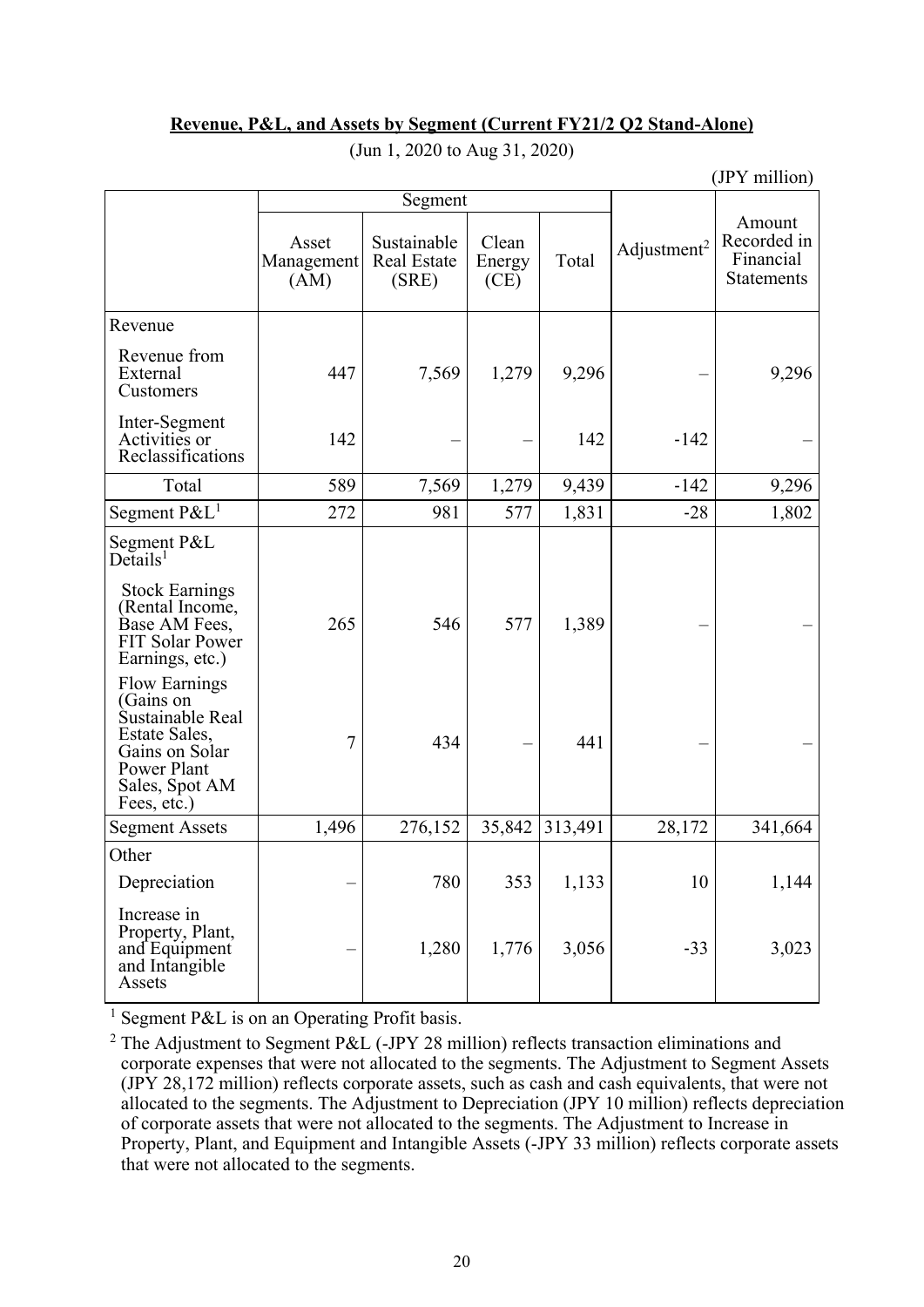**Revenue, P&L, and Assets by Segment (Current FY21/2 Q2 Stand-Alone)**

(Jun 1, 2020 to Aug 31, 2020)

(JPY million)

| | Segment | | | | | |
|---|---|---|---|---|---|---|
| | Asset Management (AM) | Sustainable Real Estate (SRE) | Clean Energy (CE) | Total | Adjustment[2] | Amount Recorded in Financial Statements |
| Revenue | | | | | | |
| Revenue from External Customers | 447 | 7,569 | 1,279 | 9,296 | – | 9,296 |
| Inter-Segment Activities or Reclassifications | 142 | – | – | 142 | -142 | – |
| Total | 589 | 7,569 | 1,279 | 9,439 | -142 | 9,296 |
| Segment P&L[1] | 272 | 981 | 577 | 1,831 | -28 | 1,802 |
| Segment P&L Details[1] | | | | | | |
| Stock Earnings (Rental Income, Base AM Fees, FIT Solar Power Earnings, etc.) | 265 | 546 | 577 | 1,389 | – | – |
| Flow Earnings (Gains on Sustainable Real Estate Sales, Gains on Solar Power Plant Sales, Spot AM Fees, etc.) | 7 | 434 | – | 441 | – | – |
| Segment Assets | 1,496 | 276,152 | 35,842 | 313,491 | 28,172 | 341,664 |
| Other | | | | | | |
| Depreciation | – | 780 | 353 | 1,133 | 10 | 1,144 |
| Increase in Property, Plant, and Equipment and Intangible Assets | – | 1,280 | 1,776 | 3,056 | -33 | 3,023 |

[1] Segment P&L is on an Operating Profit basis.

[2] The Adjustment to Segment P&L (-JPY 28 million) reflects transaction eliminations and corporate expenses that were not allocated to the segments. The Adjustment to Segment Assets (JPY 28,172 million) reflects corporate assets, such as cash and cash equivalents, that were not allocated to the segments. The Adjustment to Depreciation (JPY 10 million) reflects depreciation of corporate assets that were not allocated to the segments. The Adjustment to Increase in Property, Plant, and Equipment and Intangible Assets (-JPY 33 million) reflects corporate assets that were not allocated to the segments.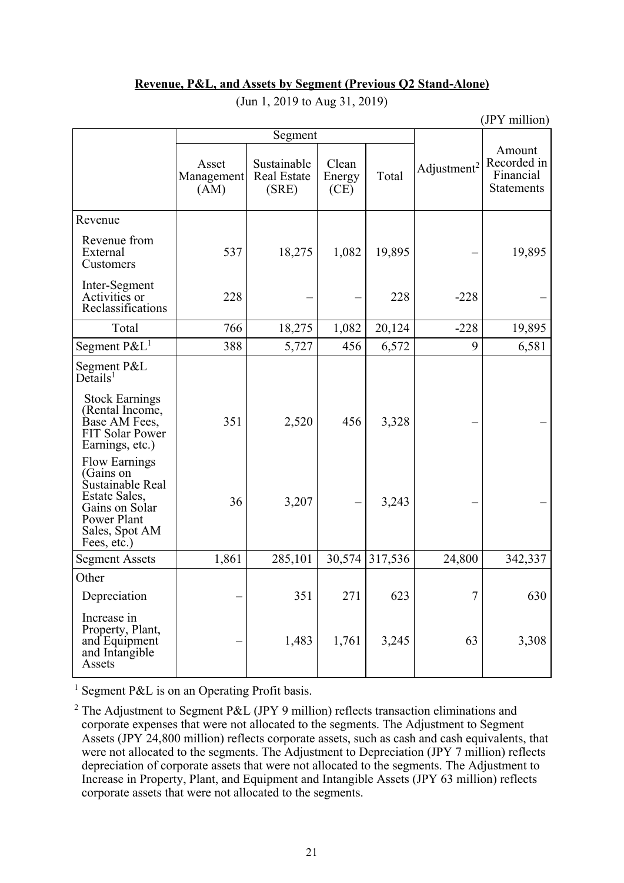**Revenue, P&L, and Assets by Segment (Previous Q2 Stand-Alone)**

(Jun 1, 2019 to Aug 31, 2019)

(JPY million)

| | Segment | | | | Adjustment[2] | Amount Recorded in Financial Statements |
|---|---|---|---|---|---|---|
| | Asset Management (AM) | Sustainable Real Estate (SRE) | Clean Energy (CE) | Total | | |
| Revenue | | | | | | |
| Revenue from External Customers | 537 | 18,275 | 1,082 | 19,895 | – | 19,895 |
| Inter-Segment Activities or Reclassifications | 228 | – | – | 228 | -228 | – |
| Total | 766 | 18,275 | 1,082 | 20,124 | -228 | 19,895 |
| Segment P&L[1] | 388 | 5,727 | 456 | 6,572 | 9 | 6,581 |
| Segment P&L Details[1] | | | | | | |
| Stock Earnings (Rental Income, Base AM Fees, FIT Solar Power Earnings, etc.) | 351 | 2,520 | 456 | 3,328 | – | – |
| Flow Earnings (Gains on Sustainable Real Estate Sales, Gains on Solar Power Plant Sales, Spot AM Fees, etc.) | 36 | 3,207 | – | 3,243 | – | – |
| Segment Assets | 1,861 | 285,101 | 30,574 | 317,536 | 24,800 | 342,337 |
| Other | | | | | | |
| Depreciation | – | 351 | 271 | 623 | 7 | 630 |
| Increase in Property, Plant, and Equipment and Intangible Assets | – | 1,483 | 1,761 | 3,245 | 63 | 3,308 |

[1] Segment P&L is on an Operating Profit basis.

[2] The Adjustment to Segment P&L (JPY 9 million) reflects transaction eliminations and corporate expenses that were not allocated to the segments. The Adjustment to Segment Assets (JPY 24,800 million) reflects corporate assets, such as cash and cash equivalents, that were not allocated to the segments. The Adjustment to Depreciation (JPY 7 million) reflects depreciation of corporate assets that were not allocated to the segments. The Adjustment to Increase in Property, Plant, and Equipment and Intangible Assets (JPY 63 million) reflects corporate assets that were not allocated to the segments.